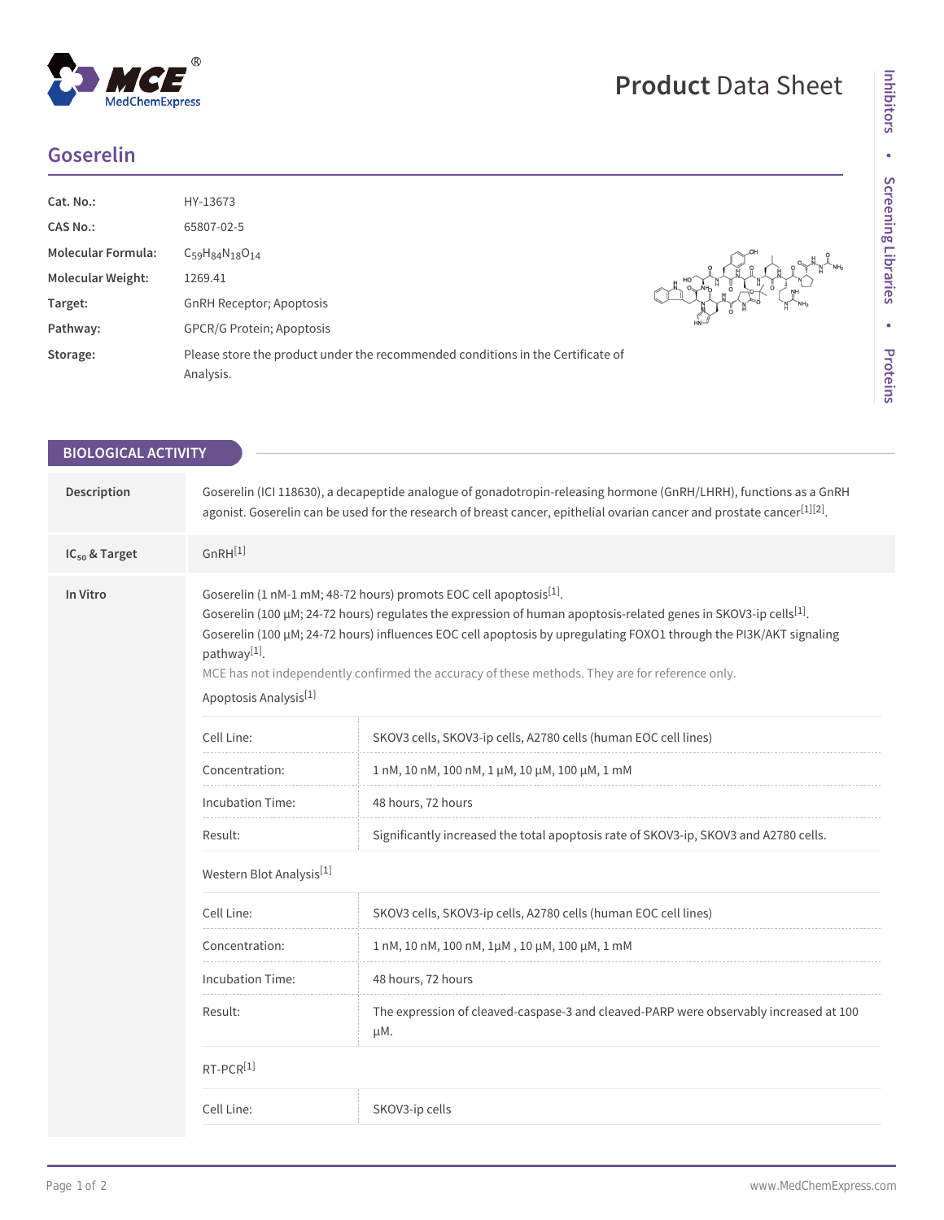# Goserelin

Product Data Sheet

| | |
|---|---|
| **Cat. No.:** | HY-13673 |
| **CAS No.:** | 65807-02-5 |
| **Molecular Formula:** | $C_{59}H_{84}N_{18}O_{14}$ |
| **Molecular Weight:** | 1269.41 |
| **Target:** | GnRH Receptor; Apoptosis |
| **Pathway:** | GPCR/G Protein; Apoptosis |
| **Storage:** | Please store the product under the recommended conditions in the Certificate of Analysis. |

## BIOLOGICAL ACTIVITY

**Description**

Goserelin (ICI 118630), a decapeptide analogue of gonadotropin-releasing hormone (GnRH/LHRH), functions as a GnRH agonist. Goserelin can be used for the research of breast cancer, epithelial ovarian cancer and prostate cancer[1][2].

**IC$_{50}$ & Target**

GnRH[1]

**In Vitro**

Goserelin (1 nM-1 mM; 48-72 hours) promots EOC cell apoptosis[1].
Goserelin (100 μM; 24-72 hours) regulates the expression of human apoptosis-related genes in SKOV3-ip cells[1].
Goserelin (100 μM; 24-72 hours) influences EOC cell apoptosis by upregulating FOXO1 through the PI3K/AKT signaling pathway[1].

MCE has not independently confirmed the accuracy of these methods. They are for reference only.

Apoptosis Analysis[1]

| | |
|---|---|
| Cell Line: | SKOV3 cells, SKOV3-ip cells, A2780 cells (human EOC cell lines) |
| Concentration: | 1 nM, 10 nM, 100 nM, 1 μM, 10 μM, 100 μM, 1 mM |
| Incubation Time: | 48 hours, 72 hours |
| Result: | Significantly increased the total apoptosis rate of SKOV3-ip, SKOV3 and A2780 cells. |

Western Blot Analysis[1]

| | |
|---|---|
| Cell Line: | SKOV3 cells, SKOV3-ip cells, A2780 cells (human EOC cell lines) |
| Concentration: | 1 nM, 10 nM, 100 nM, 1μM , 10 μM, 100 μM, 1 mM |
| Incubation Time: | 48 hours, 72 hours |
| Result: | The expression of cleaved-caspase-3 and cleaved-PARP were observably increased at 100 μM. |

RT-PCR[1]

| | |
|---|---|
| Cell Line: | SKOV3-ip cells |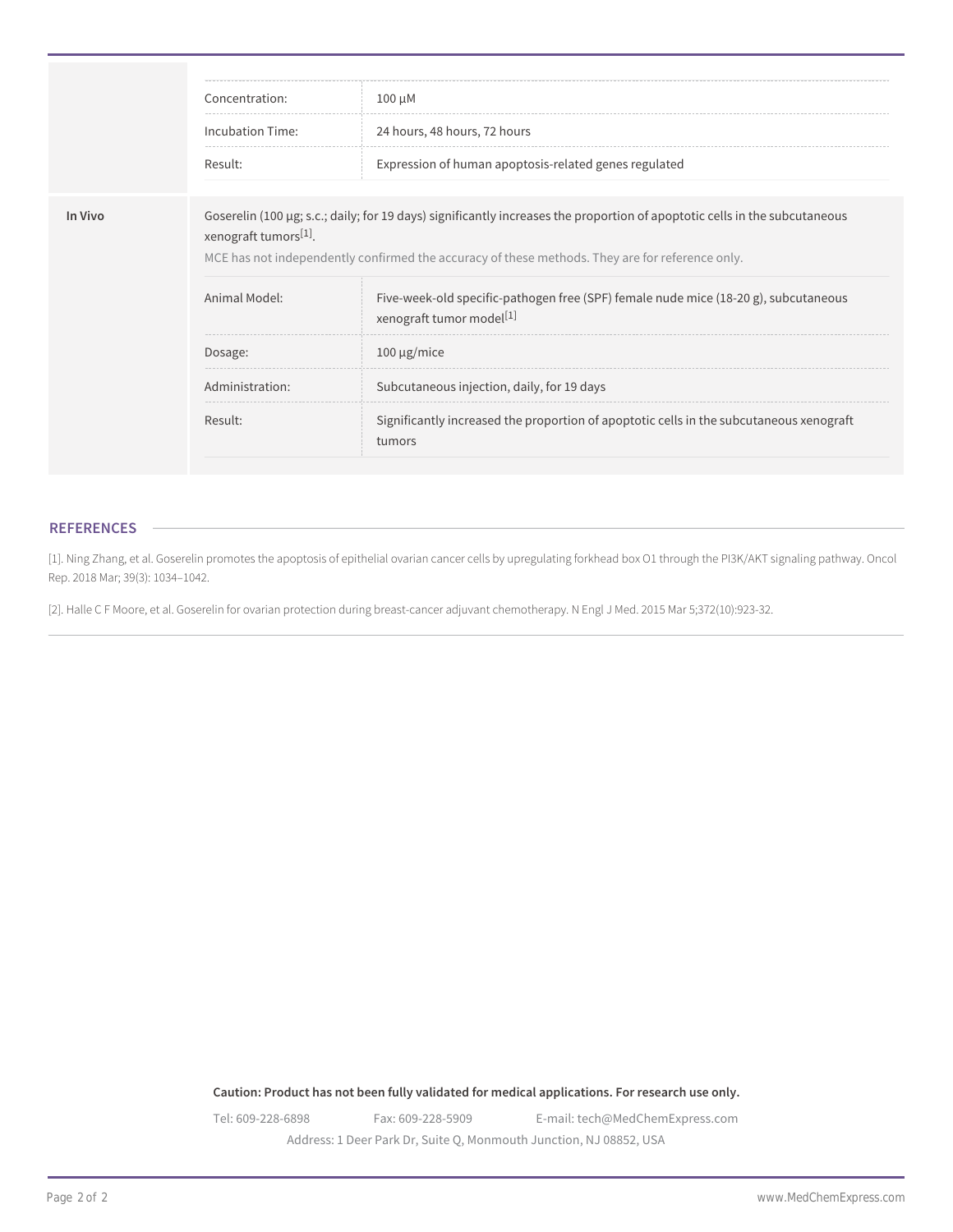| | |
|---|---|
| Concentration: | 100 μM |
| Incubation Time: | 24 hours, 48 hours, 72 hours |
| Result: | Expression of human apoptosis-related genes regulated |

**In Vivo**

Goserelin (100 μg; s.c.; daily; for 19 days) significantly increases the proportion of apoptotic cells in the subcutaneous xenograft tumors[1].

MCE has not independently confirmed the accuracy of these methods. They are for reference only.

| | |
|---|---|
| Animal Model: | Five-week-old specific-pathogen free (SPF) female nude mice (18-20 g), subcutaneous xenograft tumor model[1] |
| Dosage: | 100 μg/mice |
| Administration: | Subcutaneous injection, daily, for 19 days |
| Result: | Significantly increased the proportion of apoptotic cells in the subcutaneous xenograft tumors |

## REFERENCES

[1]. Ning Zhang, et al. Goserelin promotes the apoptosis of epithelial ovarian cancer cells by upregulating forkhead box O1 through the PI3K/AKT signaling pathway. Oncol Rep. 2018 Mar; 39(3): 1034–1042.

[2]. Halle C F Moore, et al. Goserelin for ovarian protection during breast-cancer adjuvant chemotherapy. N Engl J Med. 2015 Mar 5;372(10):923-32.

**Caution: Product has not been fully validated for medical applications. For research use only.**

Tel: 609-228-6898 Fax: 609-228-5909 E-mail: tech@MedChemExpress.com

Address: 1 Deer Park Dr, Suite Q, Monmouth Junction, NJ 08852, USA